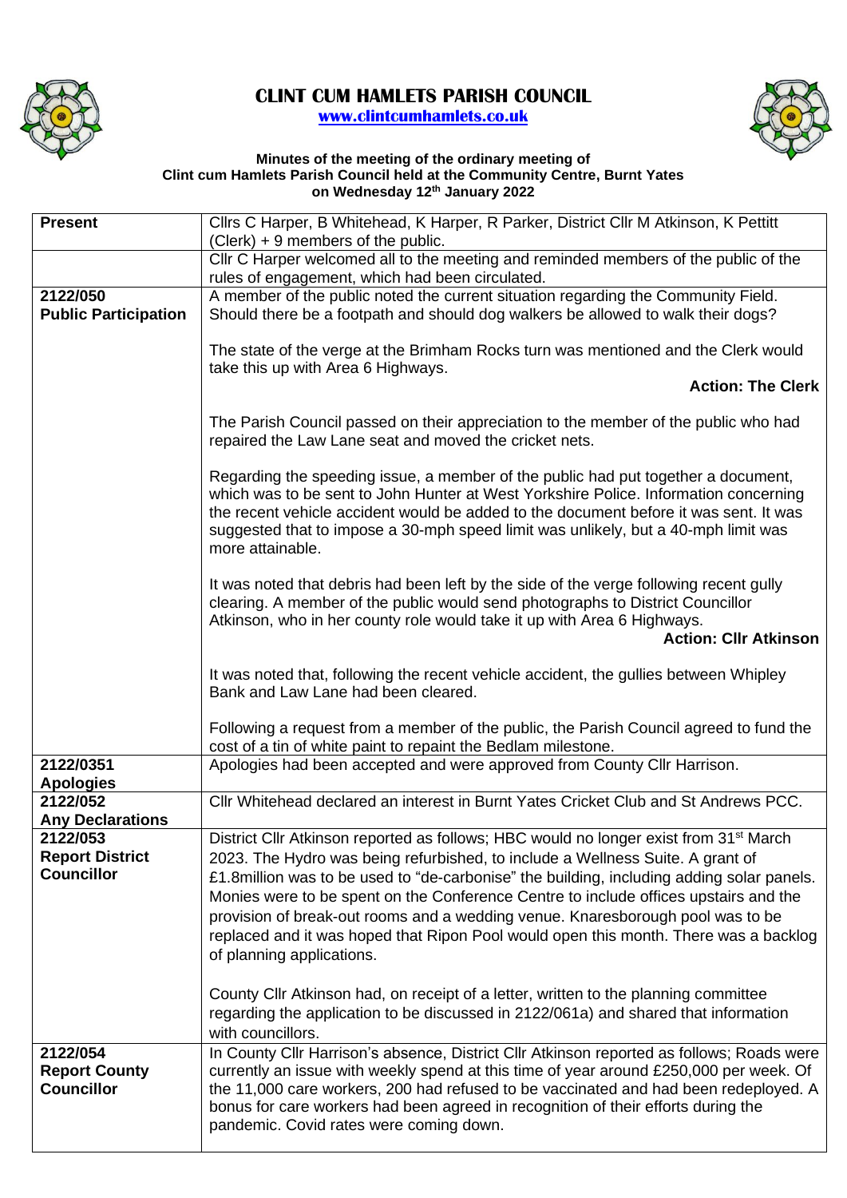# CLINT CUM HAMLETS PARISH COUNCIL

**www.clintcumhamlets.co.uk**

**Minutes of the meeting of the ordinary meeting of Clint cum Hamlets Parish Council held at the Community Centre, Burnt Yates on Wednesday 12th January 2022**

| **Present** | Cllrs C Harper, B Whitehead, K Harper, R Parker, District Cllr M Atkinson, K Pettitt (Clerk) + 9 members of the public. |
|---|---|
| | Cllr C Harper welcomed all to the meeting and reminded members of the public of the rules of engagement, which had been circulated. |
| **2122/050 Public Participation** | A member of the public noted the current situation regarding the Community Field. Should there be a footpath and should dog walkers be allowed to walk their dogs?<br><br>The state of the verge at the Brimham Rocks turn was mentioned and the Clerk would take this up with Area 6 Highways.<br>**Action: The Clerk**<br><br>The Parish Council passed on their appreciation to the member of the public who had repaired the Law Lane seat and moved the cricket nets.<br><br>Regarding the speeding issue, a member of the public had put together a document, which was to be sent to John Hunter at West Yorkshire Police. Information concerning the recent vehicle accident would be added to the document before it was sent. It was suggested that to impose a 30-mph speed limit was unlikely, but a 40-mph limit was more attainable.<br><br>It was noted that debris had been left by the side of the verge following recent gully clearing. A member of the public would send photographs to District Councillor Atkinson, who in her county role would take it up with Area 6 Highways.<br>**Action: Cllr Atkinson**<br><br>It was noted that, following the recent vehicle accident, the gullies between Whipley Bank and Law Lane had been cleared.<br><br>Following a request from a member of the public, the Parish Council agreed to fund the cost of a tin of white paint to repaint the Bedlam milestone. |
| **2122/0351 Apologies** | Apologies had been accepted and were approved from County Cllr Harrison. |
| **2122/052 Any Declarations** | Cllr Whitehead declared an interest in Burnt Yates Cricket Club and St Andrews PCC. |
| **2122/053 Report District Councillor** | District Cllr Atkinson reported as follows; HBC would no longer exist from 31st March 2023. The Hydro was being refurbished, to include a Wellness Suite. A grant of £1.8million was to be used to "de-carbonise" the building, including adding solar panels. Monies were to be spent on the Conference Centre to include offices upstairs and the provision of break-out rooms and a wedding venue. Knaresborough pool was to be replaced and it was hoped that Ripon Pool would open this month. There was a backlog of planning applications.<br><br>County Cllr Atkinson had, on receipt of a letter, written to the planning committee regarding the application to be discussed in 2122/061a) and shared that information with councillors. |
| **2122/054 Report County Councillor** | In County Cllr Harrison's absence, District Cllr Atkinson reported as follows; Roads were currently an issue with weekly spend at this time of year around £250,000 per week. Of the 11,000 care workers, 200 had refused to be vaccinated and had been redeployed. A bonus for care workers had been agreed in recognition of their efforts during the pandemic. Covid rates were coming down. |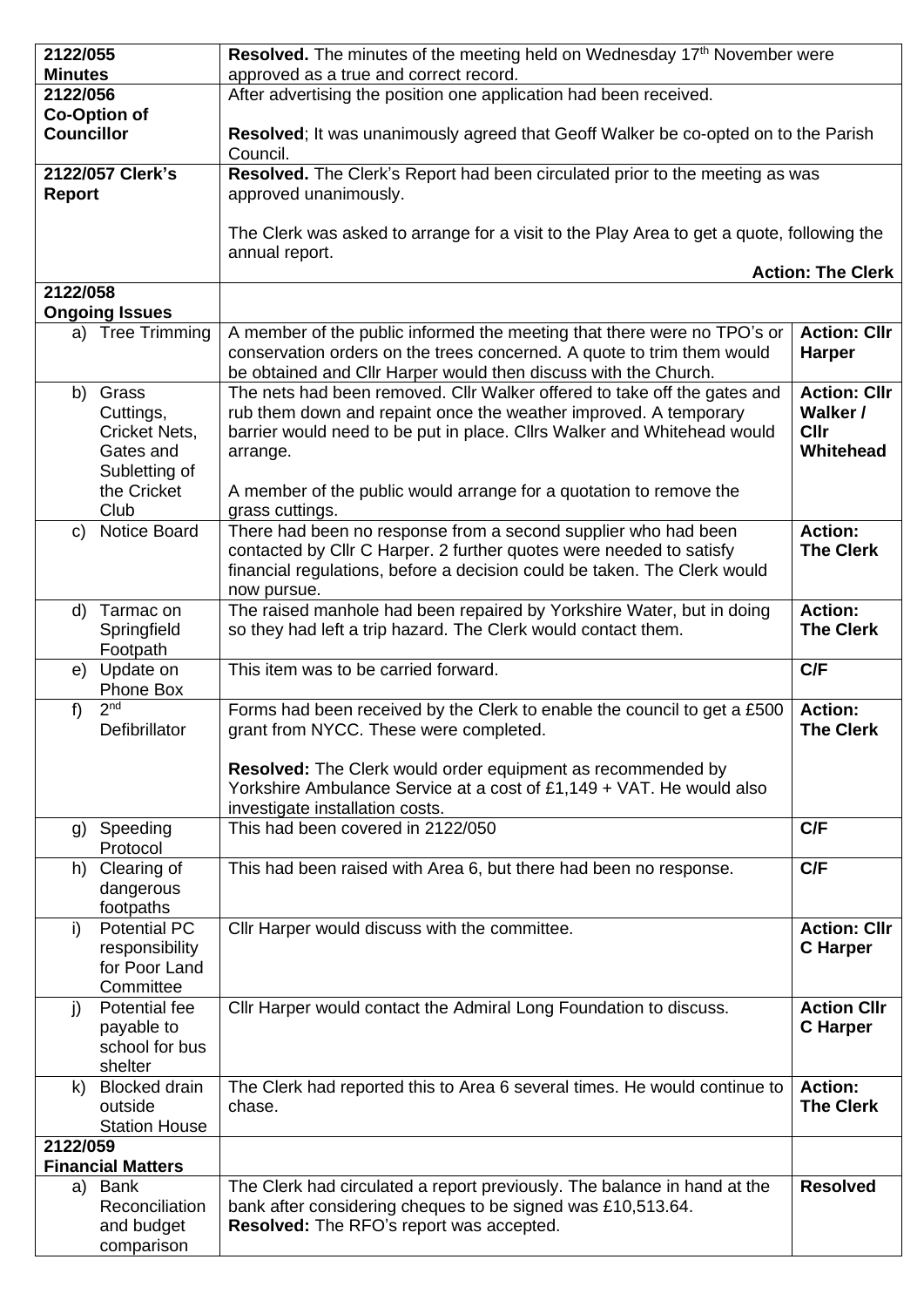| | | |
|---|---|---|
| **2122/055 Minutes** | **Resolved.** The minutes of the meeting held on Wednesday 17th November were approved as a true and correct record. | |
| **2122/056 Co-Option of Councillor** | After advertising the position one application had been received.<br><br>**Resolved**; It was unanimously agreed that Geoff Walker be co-opted on to the Parish Council. | |
| **2122/057 Clerk's Report** | **Resolved.** The Clerk's Report had been circulated prior to the meeting as was approved unanimously.<br><br>The Clerk was asked to arrange for a visit to the Play Area to get a quote, following the annual report. | **Action: The Clerk** |
| **2122/058 Ongoing Issues** | | |
| a) Tree Trimming | A member of the public informed the meeting that there were no TPO's or conservation orders on the trees concerned. A quote to trim them would be obtained and Cllr Harper would then discuss with the Church. | **Action: Cllr Harper** |
| b) Grass Cuttings, Cricket Nets, Gates and Subletting of the Cricket Club | The nets had been removed. Cllr Walker offered to take off the gates and rub them down and repaint once the weather improved. A temporary barrier would need to be put in place. Cllrs Walker and Whitehead would arrange.<br><br>A member of the public would arrange for a quotation to remove the grass cuttings. | **Action: Cllr Walker / Cllr Whitehead** |
| c) Notice Board | There had been no response from a second supplier who had been contacted by Cllr C Harper. 2 further quotes were needed to satisfy financial regulations, before a decision could be taken. The Clerk would now pursue. | **Action: The Clerk** |
| d) Tarmac on Springfield Footpath | The raised manhole had been repaired by Yorkshire Water, but in doing so they had left a trip hazard. The Clerk would contact them. | **Action: The Clerk** |
| e) Update on Phone Box | This item was to be carried forward. | **C/F** |
| f) 2nd Defibrillator | Forms had been received by the Clerk to enable the council to get a £500 grant from NYCC. These were completed.<br><br>**Resolved:** The Clerk would order equipment as recommended by Yorkshire Ambulance Service at a cost of £1,149 + VAT. He would also investigate installation costs. | **Action: The Clerk** |
| g) Speeding Protocol | This had been covered in 2122/050 | **C/F** |
| h) Clearing of dangerous footpaths | This had been raised with Area 6, but there had been no response. | **C/F** |
| i) Potential PC responsibility for Poor Land Committee | Cllr Harper would discuss with the committee. | **Action: Cllr C Harper** |
| j) Potential fee payable to school for bus shelter | Cllr Harper would contact the Admiral Long Foundation to discuss. | **Action Cllr C Harper** |
| k) Blocked drain outside Station House | The Clerk had reported this to Area 6 several times. He would continue to chase. | **Action: The Clerk** |
| **2122/059 Financial Matters** | | |
| a) Bank Reconciliation and budget comparison | The Clerk had circulated a report previously. The balance in hand at the bank after considering cheques to be signed was £10,513.64.<br>**Resolved:** The RFO's report was accepted. | **Resolved** |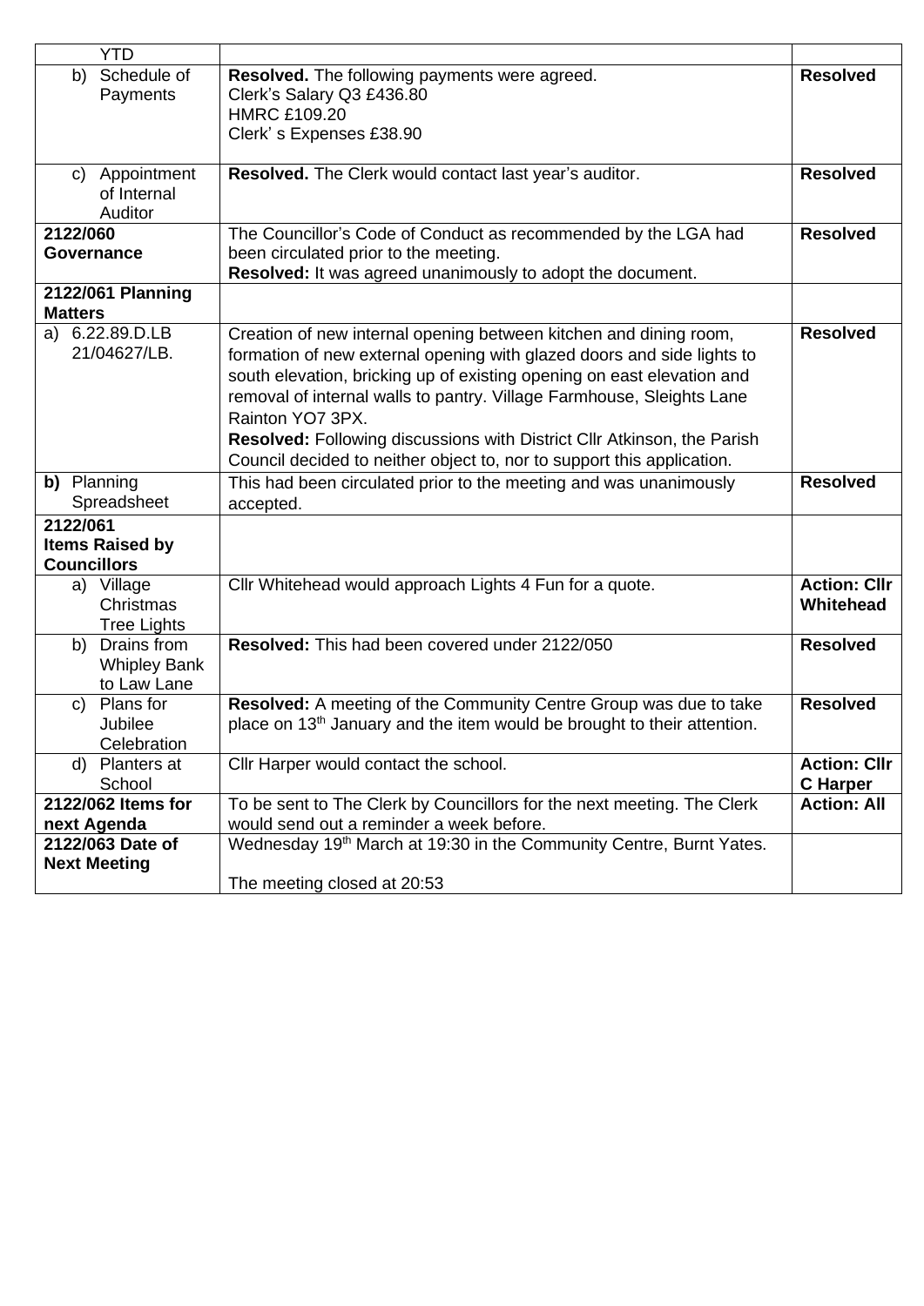| | | |
|---|---|---|
| YTD | | |
| b) Schedule of Payments | **Resolved.** The following payments were agreed.<br>Clerk's Salary Q3 £436.80<br>HMRC £109.20<br>Clerk' s Expenses £38.90 | **Resolved** |
| c) Appointment of Internal Auditor | **Resolved.** The Clerk would contact last year's auditor. | **Resolved** |
| **2122/060 Governance** | The Councillor's Code of Conduct as recommended by the LGA had been circulated prior to the meeting.<br>**Resolved:** It was agreed unanimously to adopt the document. | **Resolved** |
| **2122/061 Planning Matters** | | |
| a) 6.22.89.D.LB 21/04627/LB. | Creation of new internal opening between kitchen and dining room, formation of new external opening with glazed doors and side lights to south elevation, bricking up of existing opening on east elevation and removal of internal walls to pantry. Village Farmhouse, Sleights Lane Rainton YO7 3PX.<br>**Resolved:** Following discussions with District Cllr Atkinson, the Parish Council decided to neither object to, nor to support this application. | **Resolved** |
| **b)** Planning Spreadsheet | This had been circulated prior to the meeting and was unanimously accepted. | **Resolved** |
| **2122/061 Items Raised by Councillors** | | |
| a) Village Christmas Tree Lights | Cllr Whitehead would approach Lights 4 Fun for a quote. | **Action: Cllr Whitehead** |
| b) Drains from Whipley Bank to Law Lane | **Resolved:** This had been covered under 2122/050 | **Resolved** |
| c) Plans for Jubilee Celebration | **Resolved:** A meeting of the Community Centre Group was due to take place on 13th January and the item would be brought to their attention. | **Resolved** |
| d) Planters at School | Cllr Harper would contact the school. | **Action: Cllr C Harper** |
| **2122/062 Items for next Agenda** | To be sent to The Clerk by Councillors for the next meeting. The Clerk would send out a reminder a week before. | **Action: All** |
| **2122/063 Date of Next Meeting** | Wednesday 19th March at 19:30 in the Community Centre, Burnt Yates.<br><br>The meeting closed at 20:53 | |